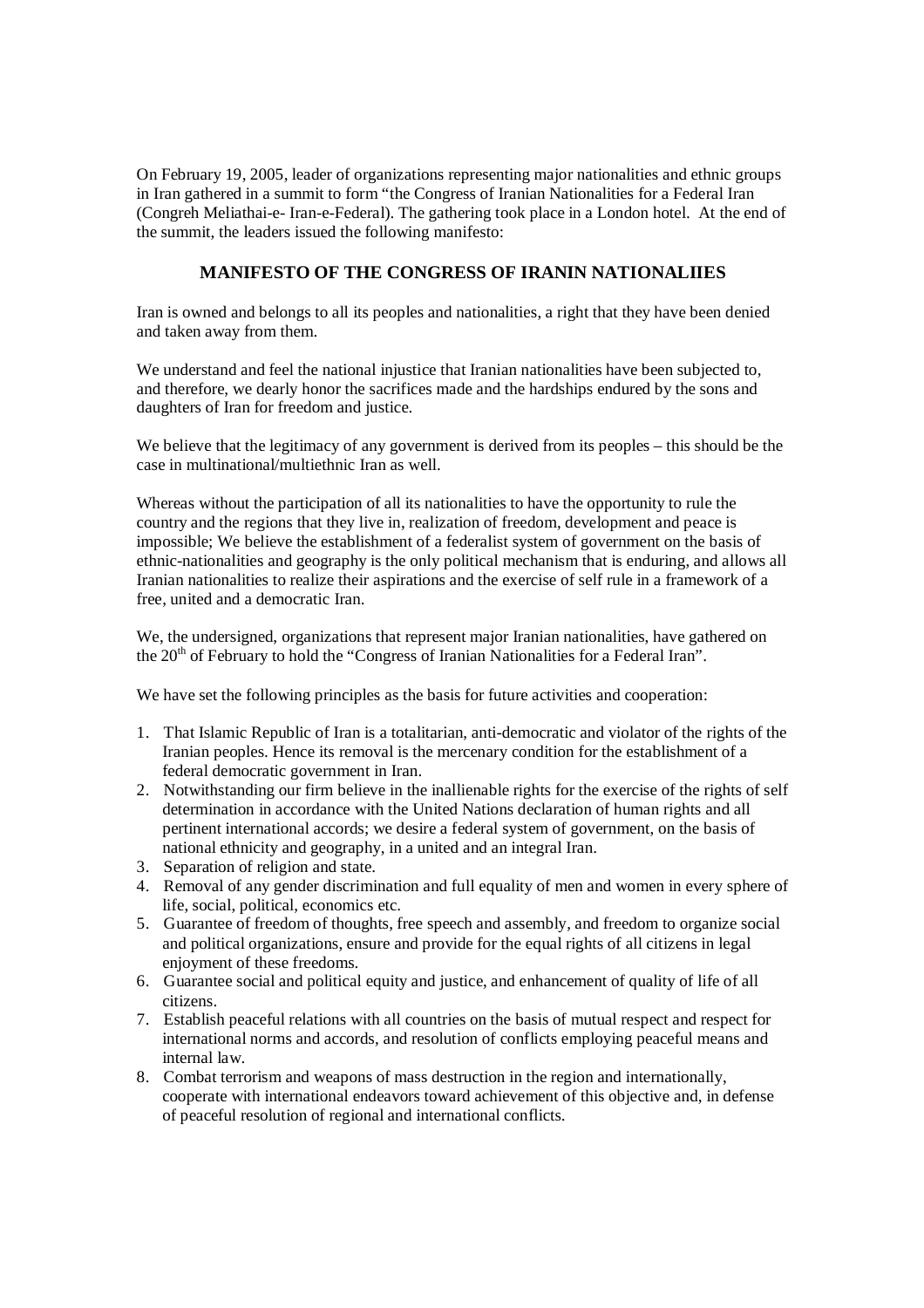On February 19, 2005, leader of organizations representing major nationalities and ethnic groups in Iran gathered in a summit to form "the Congress of Iranian Nationalities for a Federal Iran (Congreh Meliathai-e- Iran-e-Federal). The gathering took place in a London hotel. At the end of the summit, the leaders issued the following manifesto:

## MANIFESTO OF THE CONGRESS OF IRANIN NATIONALIIES

Iran is owned and belongs to all its peoples and nationalities, a right that they have been denied and taken away from them.

We understand and feel the national injustice that Iranian nationalities have been subjected to, and therefore, we dearly honor the sacrifices made and the hardships endured by the sons and daughters of Iran for freedom and justice.

We believe that the legitimacy of any government is derived from its peoples – this should be the case in multinational/multiethnic Iran as well.

Whereas without the participation of all its nationalities to have the opportunity to rule the country and the regions that they live in, realization of freedom, development and peace is impossible; We believe the establishment of a federalist system of government on the basis of ethnic-nationalities and geography is the only political mechanism that is enduring, and allows all Iranian nationalities to realize their aspirations and the exercise of self rule in a framework of a free, united and a democratic Iran.

We, the undersigned, organizations that represent major Iranian nationalities, have gathered on the 20th of February to hold the "Congress of Iranian Nationalities for a Federal Iran".

We have set the following principles as the basis for future activities and cooperation:

1. That Islamic Republic of Iran is a totalitarian, anti-democratic and violator of the rights of the Iranian peoples. Hence its removal is the mercenary condition for the establishment of a federal democratic government in Iran.
2. Notwithstanding our firm believe in the inallienable rights for the exercise of the rights of self determination in accordance with the United Nations declaration of human rights and all pertinent international accords; we desire a federal system of government, on the basis of national ethnicity and geography, in a united and an integral Iran.
3. Separation of religion and state.
4. Removal of any gender discrimination and full equality of men and women in every sphere of life, social, political, economics etc.
5. Guarantee of freedom of thoughts, free speech and assembly, and freedom to organize social and political organizations, ensure and provide for the equal rights of all citizens in legal enjoyment of these freedoms.
6. Guarantee social and political equity and justice, and enhancement of quality of life of all citizens.
7. Establish peaceful relations with all countries on the basis of mutual respect and respect for international norms and accords, and resolution of conflicts employing peaceful means and internal law.
8. Combat terrorism and weapons of mass destruction in the region and internationally, cooperate with international endeavors toward achievement of this objective and, in defense of peaceful resolution of regional and international conflicts.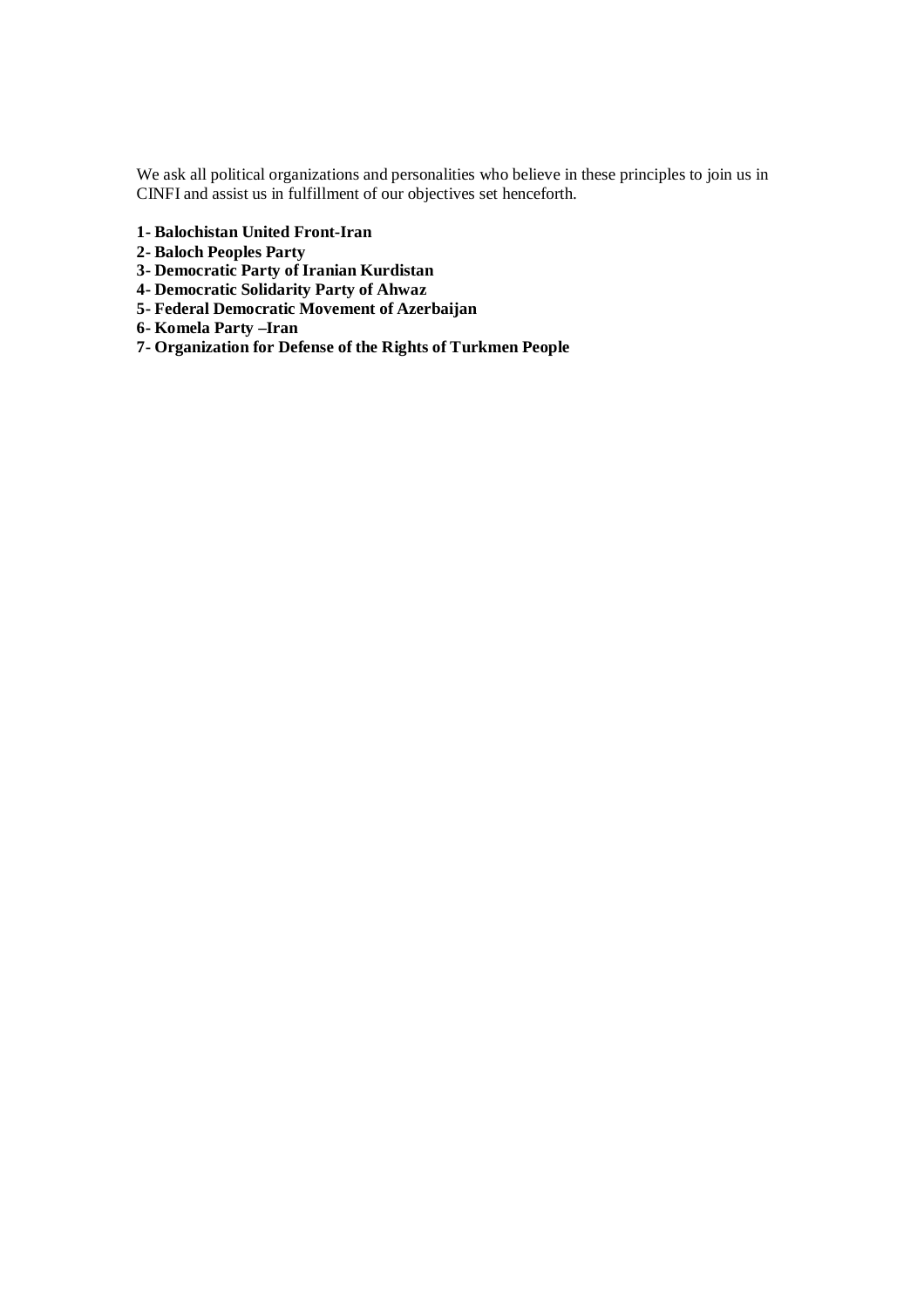We ask all political organizations and personalities who believe in these principles to join us in CINFI and assist us in fulfillment of our objectives set henceforth.

**1- Balochistan United Front-Iran**
**2- Baloch Peoples Party**
**3- Democratic Party of Iranian Kurdistan**
**4- Democratic Solidarity Party of Ahwaz**
**5- Federal Democratic Movement of Azerbaijan**
**6- Komela Party –Iran**
**7- Organization for Defense of the Rights of Turkmen People**